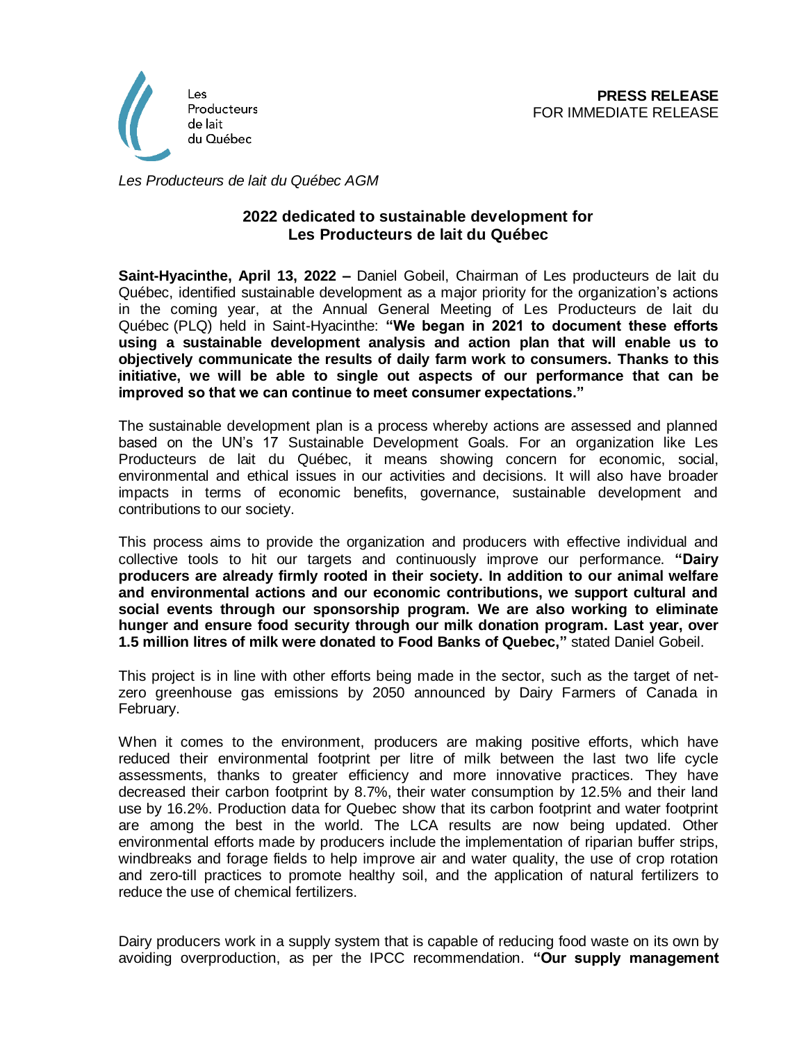Les Producteurs de lait du Québec

**PRESS RELEASE**
FOR IMMEDIATE RELEASE

*Les Producteurs de lait du Québec AGM*

## 2022 dedicated to sustainable development for Les Producteurs de lait du Québec

**Saint-Hyacinthe, April 13, 2022 –** Daniel Gobeil, Chairman of Les producteurs de lait du Québec, identified sustainable development as a major priority for the organization's actions in the coming year, at the Annual General Meeting of Les Producteurs de lait du Québec (PLQ) held in Saint-Hyacinthe: **"We began in 2021 to document these efforts using a sustainable development analysis and action plan that will enable us to objectively communicate the results of daily farm work to consumers. Thanks to this initiative, we will be able to single out aspects of our performance that can be improved so that we can continue to meet consumer expectations."**

The sustainable development plan is a process whereby actions are assessed and planned based on the UN's 17 Sustainable Development Goals. For an organization like Les Producteurs de lait du Québec, it means showing concern for economic, social, environmental and ethical issues in our activities and decisions. It will also have broader impacts in terms of economic benefits, governance, sustainable development and contributions to our society.

This process aims to provide the organization and producers with effective individual and collective tools to hit our targets and continuously improve our performance. **"Dairy producers are already firmly rooted in their society. In addition to our animal welfare and environmental actions and our economic contributions, we support cultural and social events through our sponsorship program. We are also working to eliminate hunger and ensure food security through our milk donation program. Last year, over 1.5 million litres of milk were donated to Food Banks of Quebec,"** stated Daniel Gobeil.

This project is in line with other efforts being made in the sector, such as the target of net-zero greenhouse gas emissions by 2050 announced by Dairy Farmers of Canada in February.

When it comes to the environment, producers are making positive efforts, which have reduced their environmental footprint per litre of milk between the last two life cycle assessments, thanks to greater efficiency and more innovative practices. They have decreased their carbon footprint by 8.7%, their water consumption by 12.5% and their land use by 16.2%. Production data for Quebec show that its carbon footprint and water footprint are among the best in the world. The LCA results are now being updated. Other environmental efforts made by producers include the implementation of riparian buffer strips, windbreaks and forage fields to help improve air and water quality, the use of crop rotation and zero-till practices to promote healthy soil, and the application of natural fertilizers to reduce the use of chemical fertilizers.

Dairy producers work in a supply system that is capable of reducing food waste on its own by avoiding overproduction, as per the IPCC recommendation. **"Our supply management**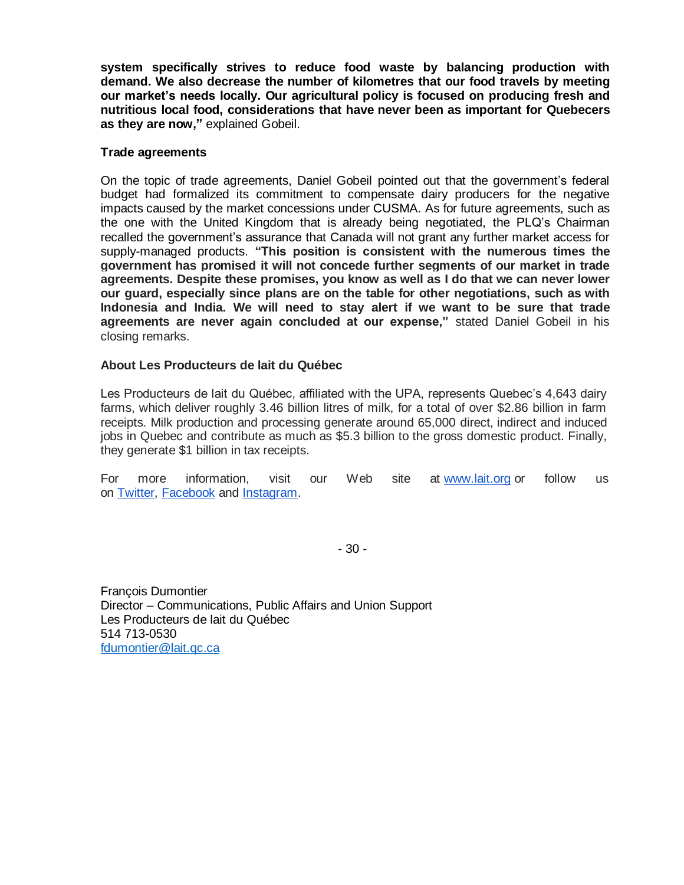**system specifically strives to reduce food waste by balancing production with demand. We also decrease the number of kilometres that our food travels by meeting our market's needs locally. Our agricultural policy is focused on producing fresh and nutritious local food, considerations that have never been as important for Quebecers as they are now,"** explained Gobeil.

**Trade agreements**

On the topic of trade agreements, Daniel Gobeil pointed out that the government's federal budget had formalized its commitment to compensate dairy producers for the negative impacts caused by the market concessions under CUSMA. As for future agreements, such as the one with the United Kingdom that is already being negotiated, the PLQ's Chairman recalled the government's assurance that Canada will not grant any further market access for supply-managed products. **"This position is consistent with the numerous times the government has promised it will not concede further segments of our market in trade agreements. Despite these promises, you know as well as I do that we can never lower our guard, especially since plans are on the table for other negotiations, such as with Indonesia and India. We will need to stay alert if we want to be sure that trade agreements are never again concluded at our expense,"** stated Daniel Gobeil in his closing remarks.

**About Les Producteurs de lait du Québec**

Les Producteurs de lait du Québec, affiliated with the UPA, represents Quebec's 4,643 dairy farms, which deliver roughly 3.46 billion litres of milk, for a total of over $2.86 billion in farm receipts. Milk production and processing generate around 65,000 direct, indirect and induced jobs in Quebec and contribute as much as $5.3 billion to the gross domestic product. Finally, they generate $1 billion in tax receipts.

For more information, visit our Web site at [www.lait.org](http://www.lait.org) or follow us on Twitter, Facebook and Instagram.

\- 30 -

François Dumontier
Director – Communications, Public Affairs and Union Support
Les Producteurs de lait du Québec
514 713-0530
[fdumontier@lait.qc.ca](mailto:fdumontier@lait.qc.ca)